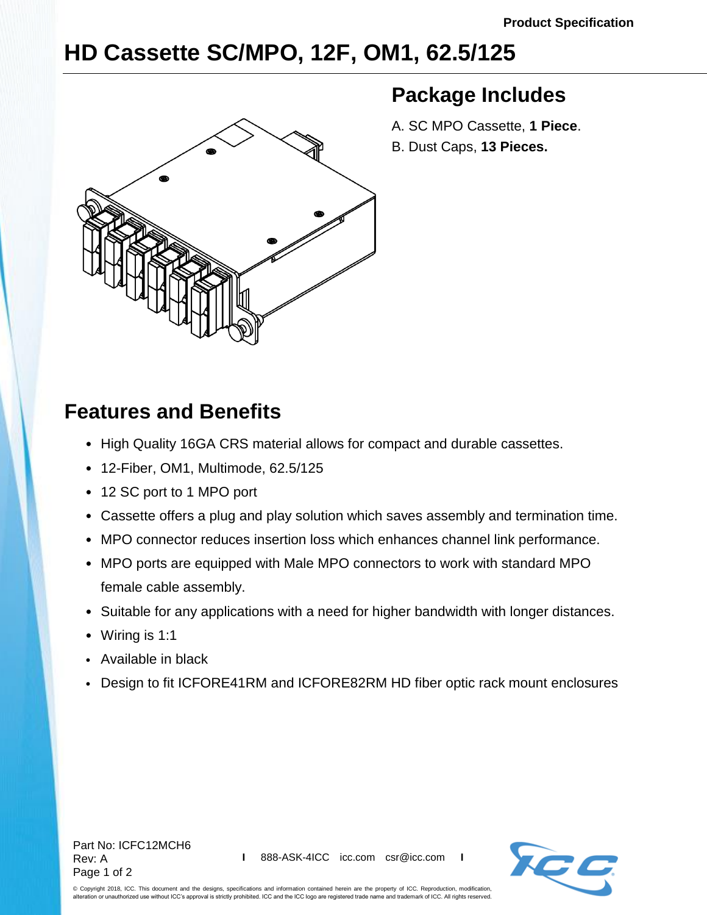Product Specification

# HD Cassette SC/MPO, 12F, OM1, 62.5/125

## Package Includes

A. SC MPO Cassette, **1 Piece**.

B. Dust Caps, **13 Pieces.**

## Features and Benefits

- High Quality 16GA CRS material allows for compact and durable cassettes.
- 12-Fiber, OM1, Multimode, 62.5/125
- 12 SC port to 1 MPO port
- Cassette offers a plug and play solution which saves assembly and termination time.
- MPO connector reduces insertion loss which enhances channel link performance.
- MPO ports are equipped with Male MPO connectors to work with standard MPO female cable assembly.
- Suitable for any applications with a need for higher bandwidth with longer distances.
- Wiring is 1:1
- Available in black
- Design to fit ICFORE41RM and ICFORE82RM HD fiber optic rack mount enclosures

Part No: ICFC12MCH6
Rev: A

888-ASK-4ICC icc.com csr@icc.com

© Copyright 2018, ICC. This document and the designs, specifications and information contained herein are the property of ICC. Reproduction, modification, alteration or unauthorized use without ICC's approval is strictly prohibited. ICC and the ICC logo are registered trade name and trademark of ICC. All rights reserved.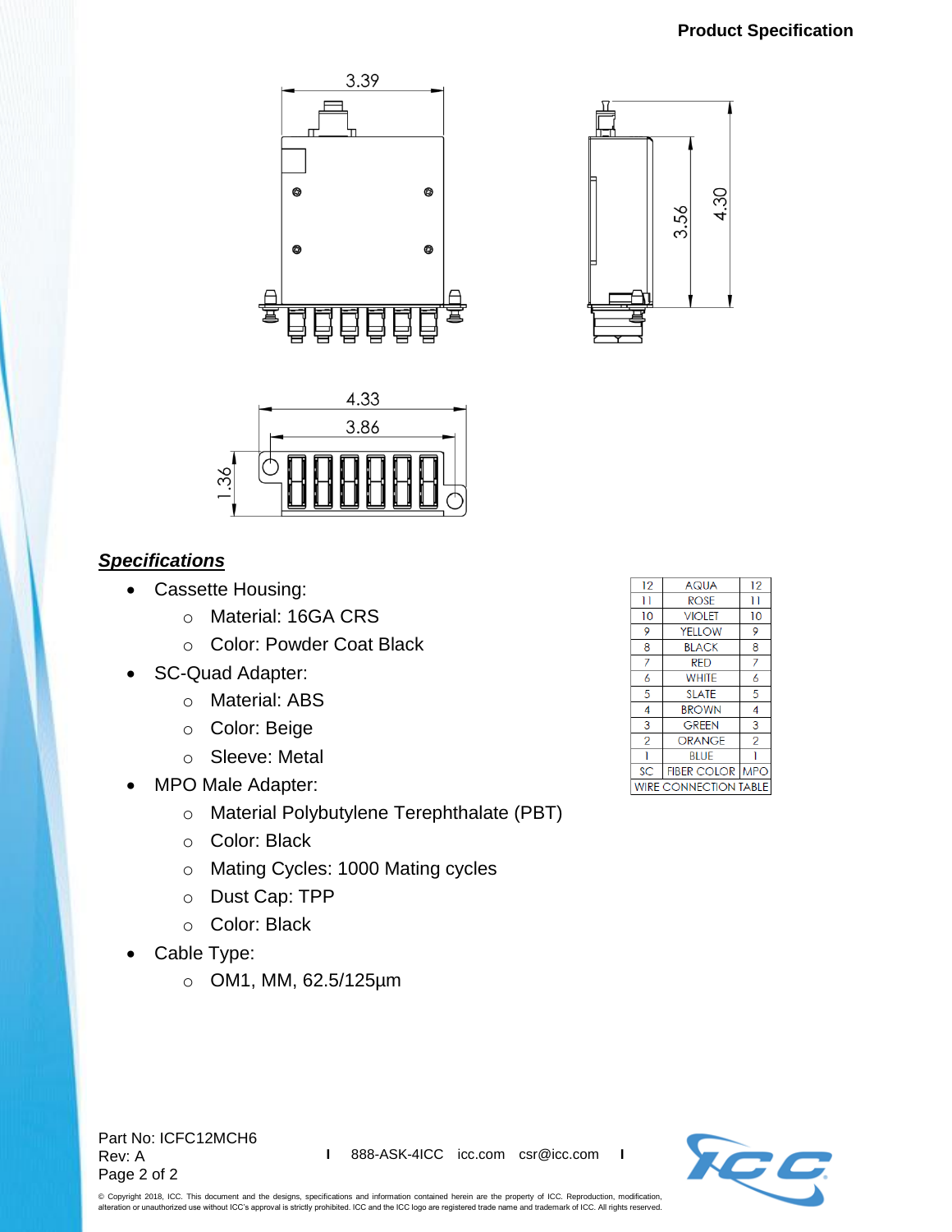3.39

3.56

4.30

4.33

3.86

1.36

## *Specifications*

- Cassette Housing:
  - Material: 16GA CRS
  - Color: Powder Coat Black
- SC-Quad Adapter:
  - Material: ABS
  - Color: Beige
  - Sleeve: Metal
- MPO Male Adapter:
  - Material Polybutylene Terephthalate (PBT)
  - Color: Black
  - Mating Cycles: 1000 Mating cycles
  - Dust Cap: TPP
  - Color: Black
- Cable Type:
  - OM1, MM, 62.5/125µm

| SC | FIBER COLOR | MPO |
|---|---|---|
| 12 | AQUA | 12 |
| 11 | ROSE | 11 |
| 10 | VIOLET | 10 |
| 9 | YELLOW | 9 |
| 8 | BLACK | 8 |
| 7 | RED | 7 |
| 6 | WHITE | 6 |
| 5 | SLATE | 5 |
| 4 | BROWN | 4 |
| 3 | GREEN | 3 |
| 2 | ORANGE | 2 |
| 1 | BLUE | 1 |

WIRE CONNECTION TABLE

Part No: ICFC12MCH6
Rev: A

888-ASK-4ICC icc.com csr@icc.com

© Copyright 2018, ICC. This document and the designs, specifications and information contained herein are the property of ICC. Reproduction, modification, alteration or unauthorized use without ICC's approval is strictly prohibited. ICC and the ICC logo are registered trade name and trademark of ICC. All rights reserved.